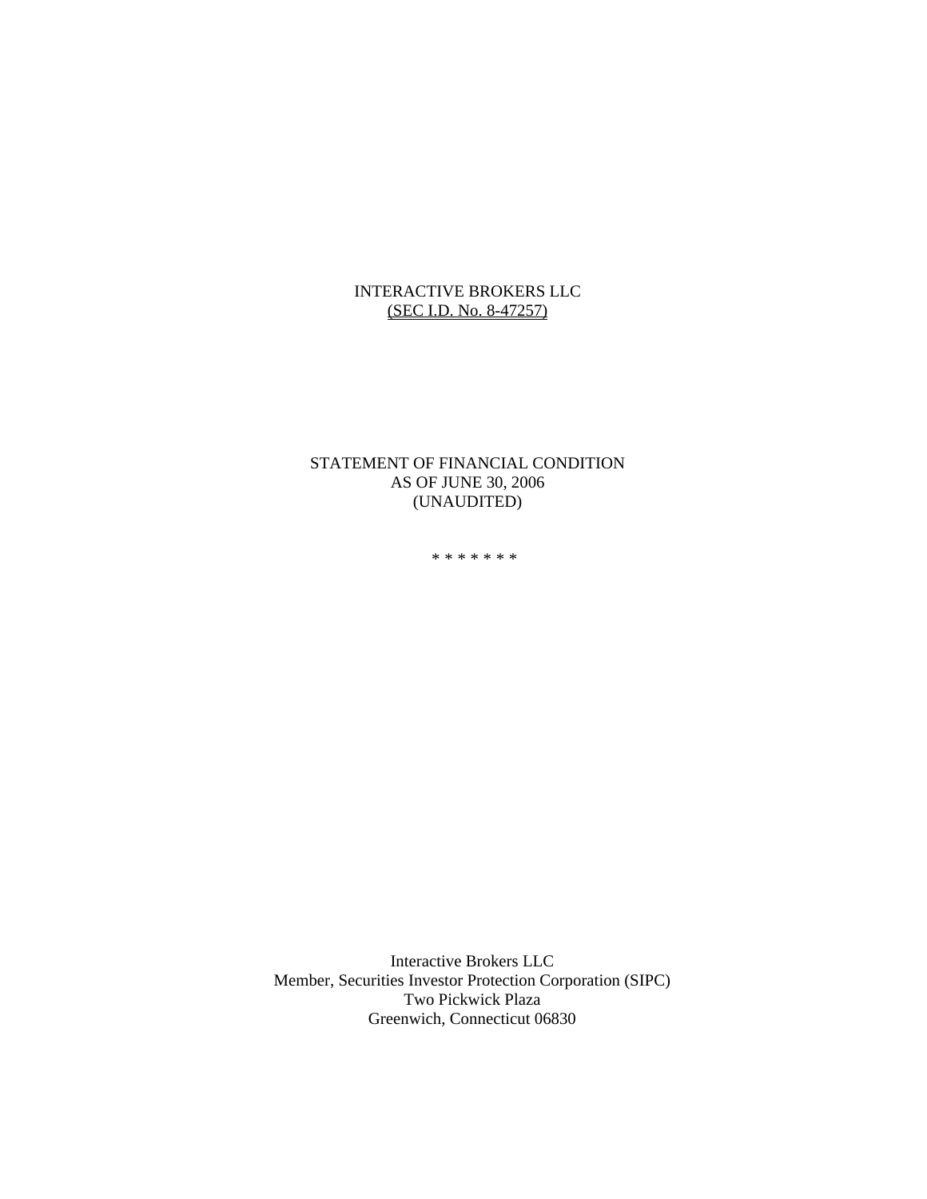INTERACTIVE BROKERS LLC
(SEC I.D. No. 8-47257)

STATEMENT OF FINANCIAL CONDITION
AS OF JUNE 30, 2006
(UNAUDITED)

* * * * * * *

Interactive Brokers LLC
Member, Securities Investor Protection Corporation (SIPC)
Two Pickwick Plaza
Greenwich, Connecticut 06830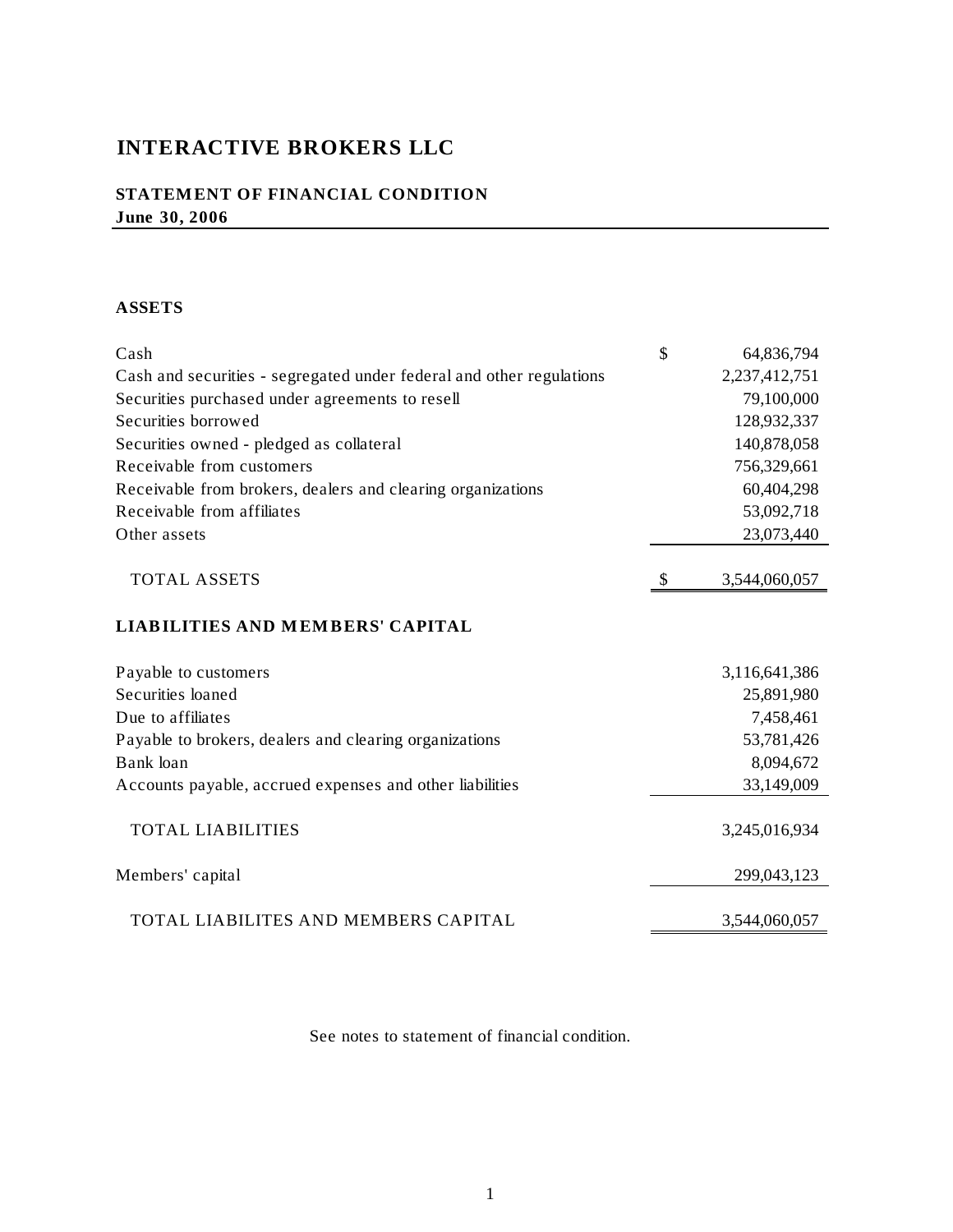# INTERACTIVE BROKERS LLC

## STATEMENT OF FINANCIAL CONDITION
**June 30, 2006**

### ASSETS

| | | |
|---|---|---|
| Cash | $ | 64,836,794 |
| Cash and securities - segregated under federal and other regulations | | 2,237,412,751 |
| Securities purchased under agreements to resell | | 79,100,000 |
| Securities borrowed | | 128,932,337 |
| Securities owned - pledged as collateral | | 140,878,058 |
| Receivable from customers | | 756,329,661 |
| Receivable from brokers, dealers and clearing organizations | | 60,404,298 |
| Receivable from affiliates | | 53,092,718 |
| Other assets | | 23,073,440 |
| TOTAL ASSETS | $ | 3,544,060,057 |

### LIABILITIES AND MEMBERS' CAPITAL

| | |
|---|---|
| Payable to customers | 3,116,641,386 |
| Securities loaned | 25,891,980 |
| Due to affiliates | 7,458,461 |
| Payable to brokers, dealers and clearing organizations | 53,781,426 |
| Bank loan | 8,094,672 |
| Accounts payable, accrued expenses and other liabilities | 33,149,009 |
| TOTAL LIABILITIES | 3,245,016,934 |
| Members' capital | 299,043,123 |
| TOTAL LIABILITES AND MEMBERS CAPITAL | 3,544,060,057 |

See notes to statement of financial condition.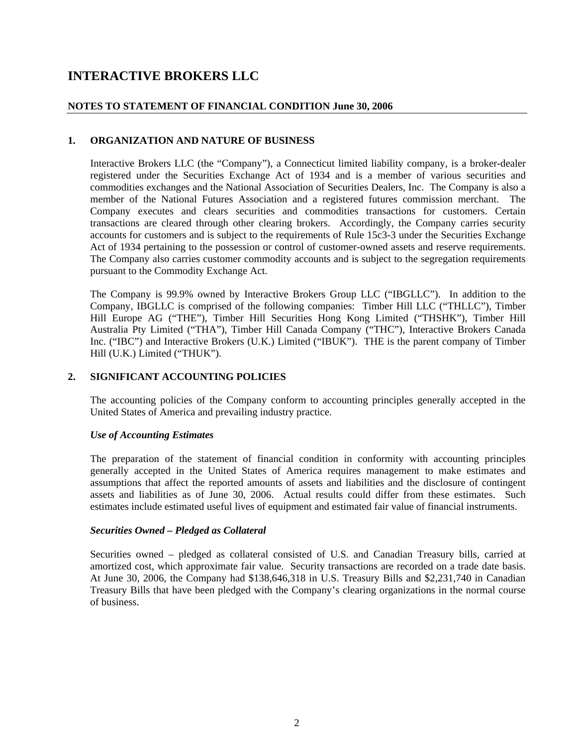# INTERACTIVE BROKERS LLC

## NOTES TO STATEMENT OF FINANCIAL CONDITION June 30, 2006

### 1. ORGANIZATION AND NATURE OF BUSINESS

Interactive Brokers LLC (the "Company"), a Connecticut limited liability company, is a broker-dealer registered under the Securities Exchange Act of 1934 and is a member of various securities and commodities exchanges and the National Association of Securities Dealers, Inc. The Company is also a member of the National Futures Association and a registered futures commission merchant. The Company executes and clears securities and commodities transactions for customers. Certain transactions are cleared through other clearing brokers. Accordingly, the Company carries security accounts for customers and is subject to the requirements of Rule 15c3-3 under the Securities Exchange Act of 1934 pertaining to the possession or control of customer-owned assets and reserve requirements. The Company also carries customer commodity accounts and is subject to the segregation requirements pursuant to the Commodity Exchange Act.

The Company is 99.9% owned by Interactive Brokers Group LLC ("IBGLLC"). In addition to the Company, IBGLLC is comprised of the following companies: Timber Hill LLC ("THLLC"), Timber Hill Europe AG ("THE"), Timber Hill Securities Hong Kong Limited ("THSHK"), Timber Hill Australia Pty Limited ("THA"), Timber Hill Canada Company ("THC"), Interactive Brokers Canada Inc. ("IBC") and Interactive Brokers (U.K.) Limited ("IBUK"). THE is the parent company of Timber Hill (U.K.) Limited ("THUK").

### 2. SIGNIFICANT ACCOUNTING POLICIES

The accounting policies of the Company conform to accounting principles generally accepted in the United States of America and prevailing industry practice.

***Use of Accounting Estimates***

The preparation of the statement of financial condition in conformity with accounting principles generally accepted in the United States of America requires management to make estimates and assumptions that affect the reported amounts of assets and liabilities and the disclosure of contingent assets and liabilities as of June 30, 2006. Actual results could differ from these estimates. Such estimates include estimated useful lives of equipment and estimated fair value of financial instruments.

***Securities Owned – Pledged as Collateral***

Securities owned – pledged as collateral consisted of U.S. and Canadian Treasury bills, carried at amortized cost, which approximate fair value. Security transactions are recorded on a trade date basis. At June 30, 2006, the Company had $138,646,318 in U.S. Treasury Bills and $2,231,740 in Canadian Treasury Bills that have been pledged with the Company's clearing organizations in the normal course of business.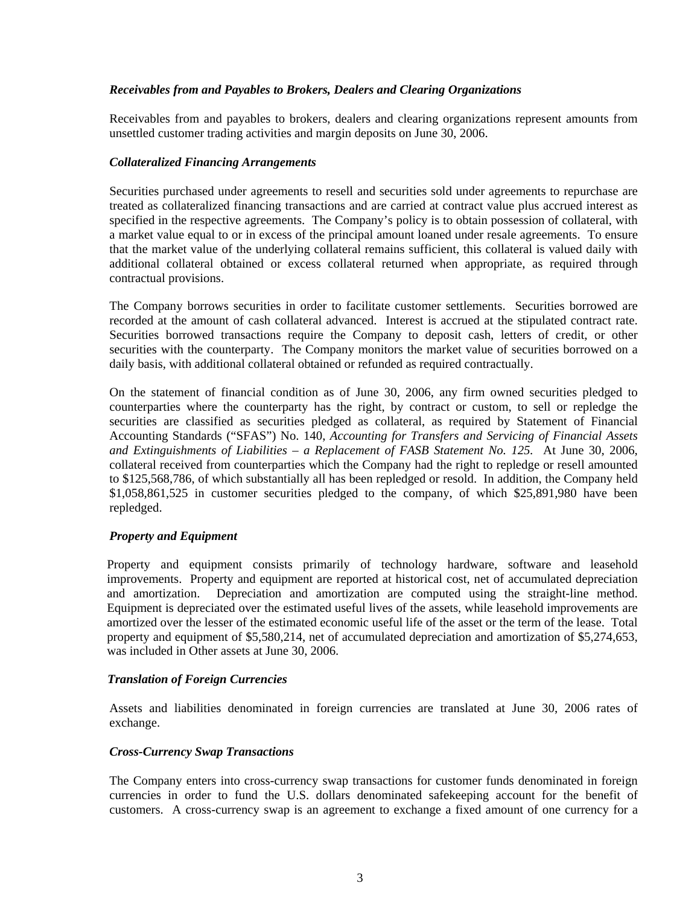### *Receivables from and Payables to Brokers, Dealers and Clearing Organizations*

Receivables from and payables to brokers, dealers and clearing organizations represent amounts from unsettled customer trading activities and margin deposits on June 30, 2006.

### *Collateralized Financing Arrangements*

Securities purchased under agreements to resell and securities sold under agreements to repurchase are treated as collateralized financing transactions and are carried at contract value plus accrued interest as specified in the respective agreements. The Company's policy is to obtain possession of collateral, with a market value equal to or in excess of the principal amount loaned under resale agreements. To ensure that the market value of the underlying collateral remains sufficient, this collateral is valued daily with additional collateral obtained or excess collateral returned when appropriate, as required through contractual provisions.

The Company borrows securities in order to facilitate customer settlements. Securities borrowed are recorded at the amount of cash collateral advanced. Interest is accrued at the stipulated contract rate. Securities borrowed transactions require the Company to deposit cash, letters of credit, or other securities with the counterparty. The Company monitors the market value of securities borrowed on a daily basis, with additional collateral obtained or refunded as required contractually.

On the statement of financial condition as of June 30, 2006, any firm owned securities pledged to counterparties where the counterparty has the right, by contract or custom, to sell or repledge the securities are classified as securities pledged as collateral, as required by Statement of Financial Accounting Standards ("SFAS") No. 140, *Accounting for Transfers and Servicing of Financial Assets and Extinguishments of Liabilities – a Replacement of FASB Statement No. 125.* At June 30, 2006, collateral received from counterparties which the Company had the right to repledge or resell amounted to $125,568,786, of which substantially all has been repledged or resold. In addition, the Company held $1,058,861,525 in customer securities pledged to the company, of which $25,891,980 have been repledged.

### *Property and Equipment*

Property and equipment consists primarily of technology hardware, software and leasehold improvements. Property and equipment are reported at historical cost, net of accumulated depreciation and amortization. Depreciation and amortization are computed using the straight-line method. Equipment is depreciated over the estimated useful lives of the assets, while leasehold improvements are amortized over the lesser of the estimated economic useful life of the asset or the term of the lease. Total property and equipment of $5,580,214, net of accumulated depreciation and amortization of $5,274,653, was included in Other assets at June 30, 2006.

### *Translation of Foreign Currencies*

Assets and liabilities denominated in foreign currencies are translated at June 30, 2006 rates of exchange.

### *Cross-Currency Swap Transactions*

The Company enters into cross-currency swap transactions for customer funds denominated in foreign currencies in order to fund the U.S. dollars denominated safekeeping account for the benefit of customers. A cross-currency swap is an agreement to exchange a fixed amount of one currency for a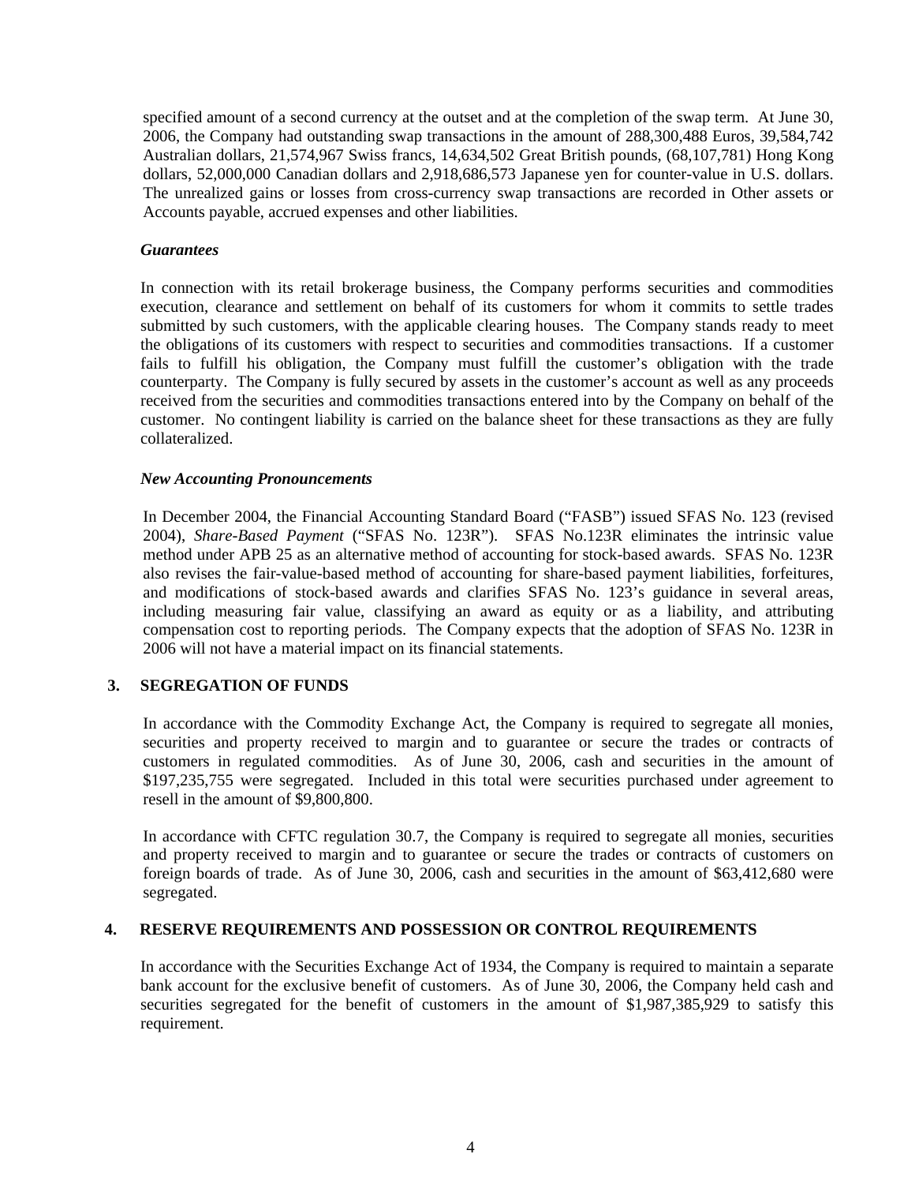specified amount of a second currency at the outset and at the completion of the swap term. At June 30, 2006, the Company had outstanding swap transactions in the amount of 288,300,488 Euros, 39,584,742 Australian dollars, 21,574,967 Swiss francs, 14,634,502 Great British pounds, (68,107,781) Hong Kong dollars, 52,000,000 Canadian dollars and 2,918,686,573 Japanese yen for counter-value in U.S. dollars. The unrealized gains or losses from cross-currency swap transactions are recorded in Other assets or Accounts payable, accrued expenses and other liabilities.

***Guarantees***

In connection with its retail brokerage business, the Company performs securities and commodities execution, clearance and settlement on behalf of its customers for whom it commits to settle trades submitted by such customers, with the applicable clearing houses. The Company stands ready to meet the obligations of its customers with respect to securities and commodities transactions. If a customer fails to fulfill his obligation, the Company must fulfill the customer's obligation with the trade counterparty. The Company is fully secured by assets in the customer's account as well as any proceeds received from the securities and commodities transactions entered into by the Company on behalf of the customer. No contingent liability is carried on the balance sheet for these transactions as they are fully collateralized.

***New Accounting Pronouncements***

In December 2004, the Financial Accounting Standard Board ("FASB") issued SFAS No. 123 (revised 2004), *Share-Based Payment* ("SFAS No. 123R"). SFAS No.123R eliminates the intrinsic value method under APB 25 as an alternative method of accounting for stock-based awards. SFAS No. 123R also revises the fair-value-based method of accounting for share-based payment liabilities, forfeitures, and modifications of stock-based awards and clarifies SFAS No. 123's guidance in several areas, including measuring fair value, classifying an award as equity or as a liability, and attributing compensation cost to reporting periods. The Company expects that the adoption of SFAS No. 123R in 2006 will not have a material impact on its financial statements.

## 3. SEGREGATION OF FUNDS

In accordance with the Commodity Exchange Act, the Company is required to segregate all monies, securities and property received to margin and to guarantee or secure the trades or contracts of customers in regulated commodities. As of June 30, 2006, cash and securities in the amount of $197,235,755 were segregated. Included in this total were securities purchased under agreement to resell in the amount of $9,800,800.

In accordance with CFTC regulation 30.7, the Company is required to segregate all monies, securities and property received to margin and to guarantee or secure the trades or contracts of customers on foreign boards of trade. As of June 30, 2006, cash and securities in the amount of $63,412,680 were segregated.

## 4. RESERVE REQUIREMENTS AND POSSESSION OR CONTROL REQUIREMENTS

In accordance with the Securities Exchange Act of 1934, the Company is required to maintain a separate bank account for the exclusive benefit of customers. As of June 30, 2006, the Company held cash and securities segregated for the benefit of customers in the amount of $1,987,385,929 to satisfy this requirement.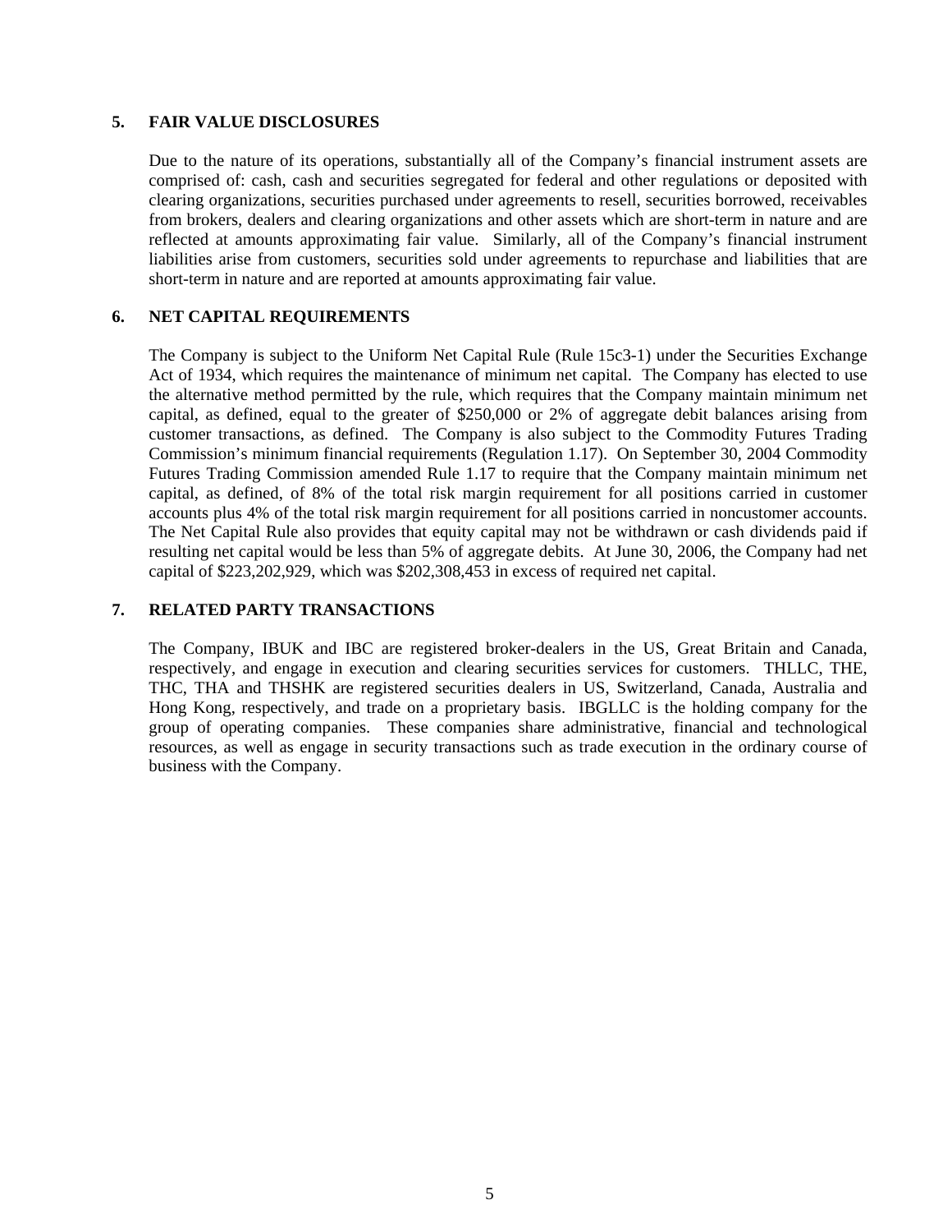## 5. FAIR VALUE DISCLOSURES

Due to the nature of its operations, substantially all of the Company's financial instrument assets are comprised of: cash, cash and securities segregated for federal and other regulations or deposited with clearing organizations, securities purchased under agreements to resell, securities borrowed, receivables from brokers, dealers and clearing organizations and other assets which are short-term in nature and are reflected at amounts approximating fair value. Similarly, all of the Company's financial instrument liabilities arise from customers, securities sold under agreements to repurchase and liabilities that are short-term in nature and are reported at amounts approximating fair value.

## 6. NET CAPITAL REQUIREMENTS

The Company is subject to the Uniform Net Capital Rule (Rule 15c3-1) under the Securities Exchange Act of 1934, which requires the maintenance of minimum net capital. The Company has elected to use the alternative method permitted by the rule, which requires that the Company maintain minimum net capital, as defined, equal to the greater of $250,000 or 2% of aggregate debit balances arising from customer transactions, as defined. The Company is also subject to the Commodity Futures Trading Commission's minimum financial requirements (Regulation 1.17). On September 30, 2004 Commodity Futures Trading Commission amended Rule 1.17 to require that the Company maintain minimum net capital, as defined, of 8% of the total risk margin requirement for all positions carried in customer accounts plus 4% of the total risk margin requirement for all positions carried in noncustomer accounts. The Net Capital Rule also provides that equity capital may not be withdrawn or cash dividends paid if resulting net capital would be less than 5% of aggregate debits. At June 30, 2006, the Company had net capital of $223,202,929, which was $202,308,453 in excess of required net capital.

## 7. RELATED PARTY TRANSACTIONS

The Company, IBUK and IBC are registered broker-dealers in the US, Great Britain and Canada, respectively, and engage in execution and clearing securities services for customers. THLLC, THE, THC, THA and THSHK are registered securities dealers in US, Switzerland, Canada, Australia and Hong Kong, respectively, and trade on a proprietary basis. IBGLLC is the holding company for the group of operating companies. These companies share administrative, financial and technological resources, as well as engage in security transactions such as trade execution in the ordinary course of business with the Company.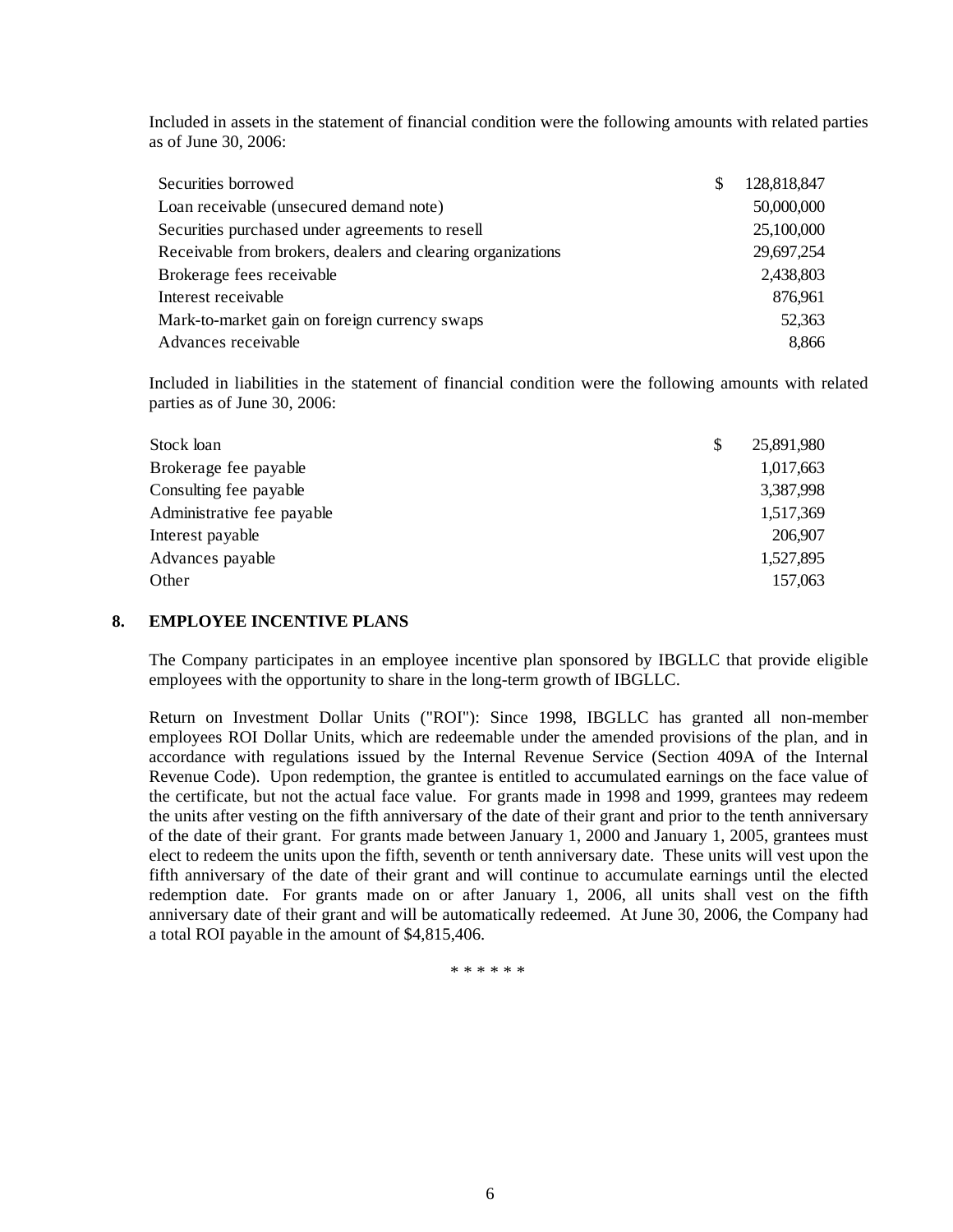Included in assets in the statement of financial condition were the following amounts with related parties as of June 30, 2006:

| | |
|---|---|
| Securities borrowed | $ 128,818,847 |
| Loan receivable (unsecured demand note) | 50,000,000 |
| Securities purchased under agreements to resell | 25,100,000 |
| Receivable from brokers, dealers and clearing organizations | 29,697,254 |
| Brokerage fees receivable | 2,438,803 |
| Interest receivable | 876,961 |
| Mark-to-market gain on foreign currency swaps | 52,363 |
| Advances receivable | 8,866 |

Included in liabilities in the statement of financial condition were the following amounts with related parties as of June 30, 2006:

| | |
|---|---|
| Stock loan | $ 25,891,980 |
| Brokerage fee payable | 1,017,663 |
| Consulting fee payable | 3,387,998 |
| Administrative fee payable | 1,517,369 |
| Interest payable | 206,907 |
| Advances payable | 1,527,895 |
| Other | 157,063 |

## 8. EMPLOYEE INCENTIVE PLANS

The Company participates in an employee incentive plan sponsored by IBGLLC that provide eligible employees with the opportunity to share in the long-term growth of IBGLLC.

Return on Investment Dollar Units ("ROI"): Since 1998, IBGLLC has granted all non-member employees ROI Dollar Units, which are redeemable under the amended provisions of the plan, and in accordance with regulations issued by the Internal Revenue Service (Section 409A of the Internal Revenue Code). Upon redemption, the grantee is entitled to accumulated earnings on the face value of the certificate, but not the actual face value. For grants made in 1998 and 1999, grantees may redeem the units after vesting on the fifth anniversary of the date of their grant and prior to the tenth anniversary of the date of their grant. For grants made between January 1, 2000 and January 1, 2005, grantees must elect to redeem the units upon the fifth, seventh or tenth anniversary date. These units will vest upon the fifth anniversary of the date of their grant and will continue to accumulate earnings until the elected redemption date. For grants made on or after January 1, 2006, all units shall vest on the fifth anniversary date of their grant and will be automatically redeemed. At June 30, 2006, the Company had a total ROI payable in the amount of $4,815,406.

* * * * * *